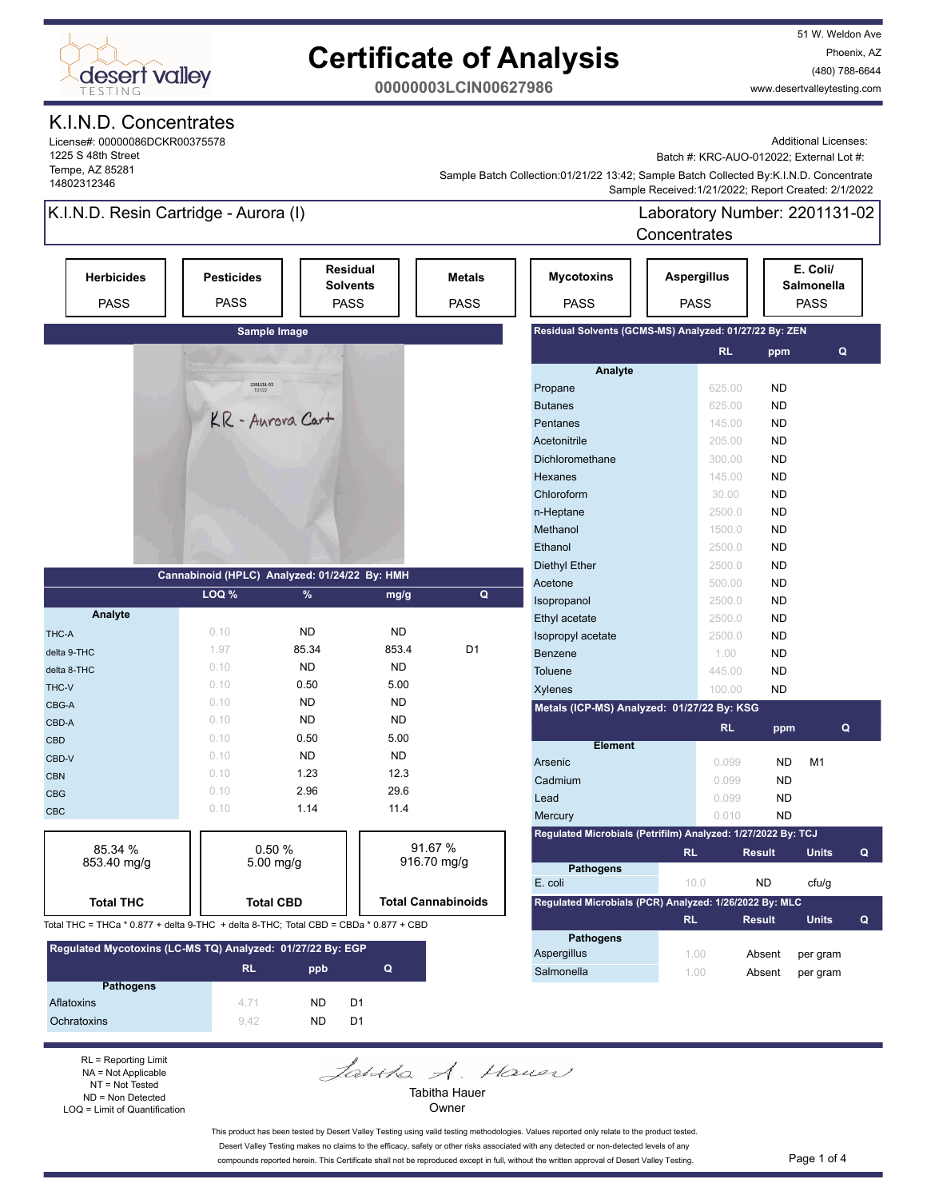# Certificate of Analysis

**00000003LCIN00627986**

51 W. Weldon Ave
Phoenix, AZ
(480) 788-6644
www.desertvalleytesting.com

## K.I.N.D. Concentrates

License#: 00000086DCKR00375578
1225 S 48th Street
Tempe, AZ 85281
14802312346

Additional Licenses:
Batch #: KRC-AUO-012022; External Lot #:
Sample Batch Collection:01/21/22 13:42; Sample Batch Collected By:K.I.N.D. Concentrate
Sample Received:1/21/2022; Report Created: 2/1/2022

## K.I.N.D. Resin Cartridge - Aurora (I)

Laboratory Number: 2201131-02
Concentrates

| Herbicides | Pesticides | Residual Solvents | Metals | Mycotoxins | Aspergillus | E. Coli/ Salmonella |
|---|---|---|---|---|---|---|
| PASS | PASS | PASS | PASS | PASS | PASS | PASS |

**Sample Image**

### Cannabinoid (HPLC) Analyzed: 01/24/22 By: HMH

| Analyte | LOQ % | % | mg/g | Q |
|---|---|---|---|---|
| THC-A | 0.10 | ND | ND | |
| delta 9-THC | 1.97 | 85.34 | 853.4 | D1 |
| delta 8-THC | 0.10 | ND | ND | |
| THC-V | 0.10 | 0.50 | 5.00 | |
| CBG-A | 0.10 | ND | ND | |
| CBD-A | 0.10 | ND | ND | |
| CBD | 0.10 | 0.50 | 5.00 | |
| CBD-V | 0.10 | ND | ND | |
| CBN | 0.10 | 1.23 | 12.3 | |
| CBG | 0.10 | 2.96 | 29.6 | |
| CBC | 0.10 | 1.14 | 11.4 | |

| Total THC | Total CBD | Total Cannabinoids |
|---|---|---|
| 85.34 % 853.40 mg/g | 0.50 % 5.00 mg/g | 91.67 % 916.70 mg/g |

Total THC = THCa * 0.877 + delta 9-THC + delta 8-THC; Total CBD = CBDa * 0.877 + CBD

### Regulated Mycotoxins (LC-MS TQ) Analyzed: 01/27/22 By: EGP

| Pathogens | RL | ppb | Q |
|---|---|---|---|
| Aflatoxins | 4.71 | ND | D1 |
| Ochratoxins | 9.42 | ND | D1 |

### Residual Solvents (GCMS-MS) Analyzed: 01/27/22 By: ZEN

| Analyte | RL | ppm | Q |
|---|---|---|---|
| Propane | 625.00 | ND | |
| Butanes | 625.00 | ND | |
| Pentanes | 145.00 | ND | |
| Acetonitrile | 205.00 | ND | |
| Dichloromethane | 300.00 | ND | |
| Hexanes | 145.00 | ND | |
| Chloroform | 30.00 | ND | |
| n-Heptane | 2500.0 | ND | |
| Methanol | 1500.0 | ND | |
| Ethanol | 2500.0 | ND | |
| Diethyl Ether | 2500.0 | ND | |
| Acetone | 500.00 | ND | |
| Isopropanol | 2500.0 | ND | |
| Ethyl acetate | 2500.0 | ND | |
| Isopropyl acetate | 2500.0 | ND | |
| Benzene | 1.00 | ND | |
| Toluene | 445.00 | ND | |
| Xylenes | 100.00 | ND | |

### Metals (ICP-MS) Analyzed: 01/27/22 By: KSG

| Element | RL | ppm | Q |
|---|---|---|---|
| Arsenic | 0.099 | ND | M1 |
| Cadmium | 0.099 | ND | |
| Lead | 0.099 | ND | |
| Mercury | 0.010 | ND | |

### Regulated Microbials (Petrifilm) Analyzed: 01/27/2022 By: TCJ

| Pathogens | RL | Result | Units | Q |
|---|---|---|---|---|
| E. coli | 10.0 | ND | cfu/g | |

### Regulated Microbials (PCR) Analyzed: 1/26/2022 By: MLC

| Pathogens | RL | Result | Units | Q |
|---|---|---|---|---|
| Aspergillus | 1.00 | Absent | per gram | |
| Salmonella | 1.00 | Absent | per gram | |

RL = Reporting Limit
NA = Not Applicable
NT = Not Tested
ND = Non Detected
LOQ = Limit of Quantification

Tabitha Hauer
Owner

This product has been tested by Desert Valley Testing using valid testing methodologies. Values reported only relate to the product tested. Desert Valley Testing makes no claims to the efficacy, safety or other risks associated with any detected or non-detected levels of any compounds reported herein. This Certificate shall not be reproduced except in full, without the written approval of Desert Valley Testing.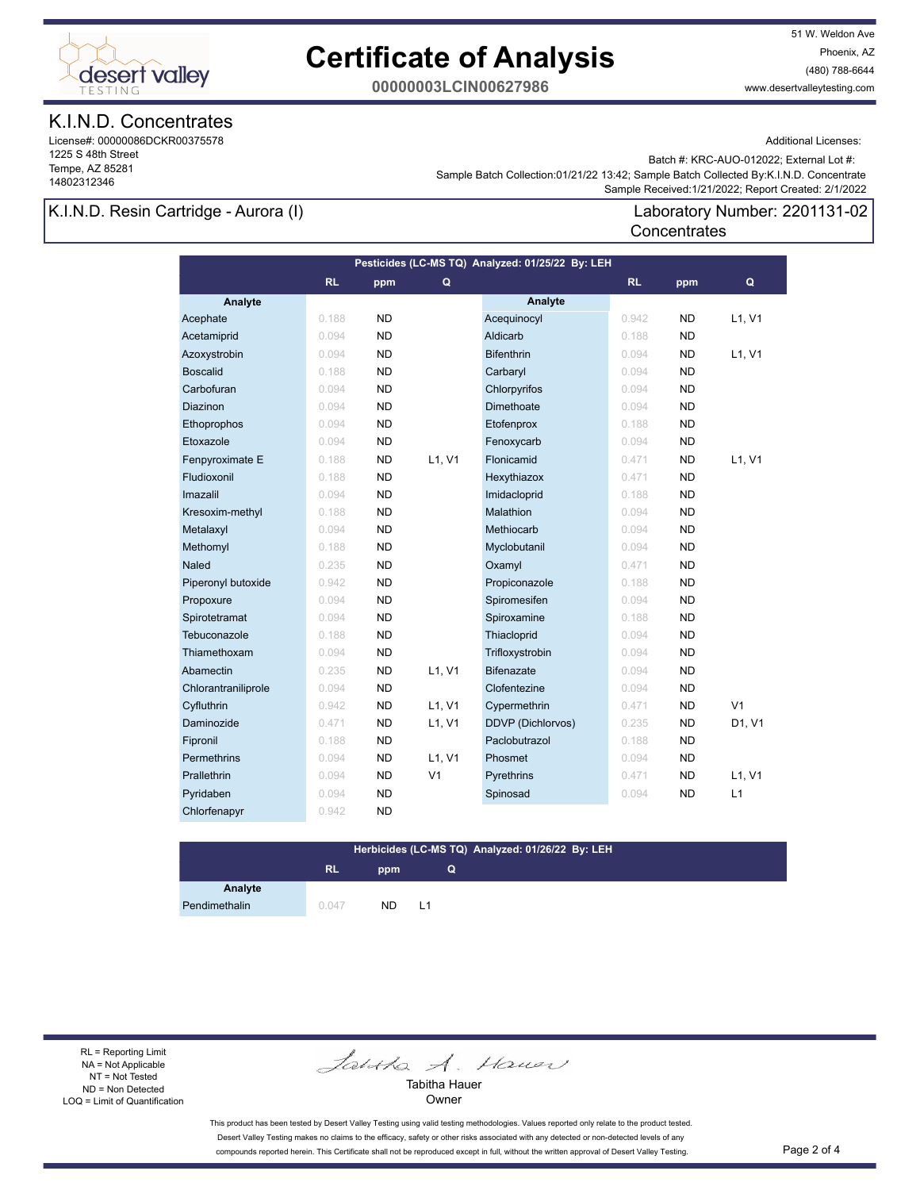# Certificate of Analysis

**00000003LCIN00627986**

51 W. Weldon Ave
Phoenix, AZ
(480) 788-6644
www.desertvalleytesting.com

## K.I.N.D. Concentrates

License#: 00000086DCKR00375578
1225 S 48th Street
Tempe, AZ 85281
14802312346

Additional Licenses:

Batch #: KRC-AUO-012022; External Lot #:
Sample Batch Collection:01/21/22 13:42; Sample Batch Collected By:K.I.N.D. Concentrate
Sample Received:1/21/2022; Report Created: 2/1/2022

**K.I.N.D. Resin Cartridge - Aurora (I)**

Laboratory Number: 2201131-02
Concentrates

### Pesticides (LC-MS TQ) Analyzed: 01/25/22 By: LEH

| Analyte | RL | ppm | Q | Analyte | RL | ppm | Q |
|---|---|---|---|---|---|---|---|
| Acephate | 0.188 | ND | | Acequinocyl | 0.942 | ND | L1, V1 |
| Acetamiprid | 0.094 | ND | | Aldicarb | 0.188 | ND | |
| Azoxystrobin | 0.094 | ND | | Bifenthrin | 0.094 | ND | L1, V1 |
| Boscalid | 0.188 | ND | | Carbaryl | 0.094 | ND | |
| Carbofuran | 0.094 | ND | | Chlorpyrifos | 0.094 | ND | |
| Diazinon | 0.094 | ND | | Dimethoate | 0.094 | ND | |
| Ethoprophos | 0.094 | ND | | Etofenprox | 0.188 | ND | |
| Etoxazole | 0.094 | ND | | Fenoxycarb | 0.094 | ND | |
| Fenpyroximate E | 0.188 | ND | L1, V1 | Flonicamid | 0.471 | ND | L1, V1 |
| Fludioxonil | 0.188 | ND | | Hexythiazox | 0.471 | ND | |
| Imazalil | 0.094 | ND | | Imidacloprid | 0.188 | ND | |
| Kresoxim-methyl | 0.188 | ND | | Malathion | 0.094 | ND | |
| Metalaxyl | 0.094 | ND | | Methiocarb | 0.094 | ND | |
| Methomyl | 0.188 | ND | | Myclobutanil | 0.094 | ND | |
| Naled | 0.235 | ND | | Oxamyl | 0.471 | ND | |
| Piperonyl butoxide | 0.942 | ND | | Propiconazole | 0.188 | ND | |
| Propoxure | 0.094 | ND | | Spiromesifen | 0.094 | ND | |
| Spirotetramat | 0.094 | ND | | Spiroxamine | 0.188 | ND | |
| Tebuconazole | 0.188 | ND | | Thiacloprid | 0.094 | ND | |
| Thiamethoxam | 0.094 | ND | | Trifloxystrobin | 0.094 | ND | |
| Abamectin | 0.235 | ND | L1, V1 | Bifenazate | 0.094 | ND | |
| Chlorantraniliprole | 0.094 | ND | | Clofentezine | 0.094 | ND | |
| Cyfluthrin | 0.942 | ND | L1, V1 | Cypermethrin | 0.471 | ND | V1 |
| Daminozide | 0.471 | ND | L1, V1 | DDVP (Dichlorvos) | 0.235 | ND | D1, V1 |
| Fipronil | 0.188 | ND | | Paclobutrazol | 0.188 | ND | |
| Permethrins | 0.094 | ND | L1, V1 | Phosmet | 0.094 | ND | |
| Prallethrin | 0.094 | ND | V1 | Pyrethrins | 0.471 | ND | L1, V1 |
| Pyridaben | 0.094 | ND | | Spinosad | 0.094 | ND | L1 |
| Chlorfenapyr | 0.942 | ND | | | | | |

### Herbicides (LC-MS TQ) Analyzed: 01/26/22 By: LEH

| Analyte | RL | ppm | Q |
|---|---|---|---|
| Pendimethalin | 0.047 | ND | L1 |

RL = Reporting Limit
NA = Not Applicable
NT = Not Tested
ND = Non Detected
LOQ = Limit of Quantification

Tabitha Hauer
Owner

This product has been tested by Desert Valley Testing using valid testing methodologies. Values reported only relate to the product tested. Desert Valley Testing makes no claims to the efficacy, safety or other risks associated with any detected or non-detected levels of any compounds reported herein. This Certificate shall not be reproduced except in full, without the written approval of Desert Valley Testing.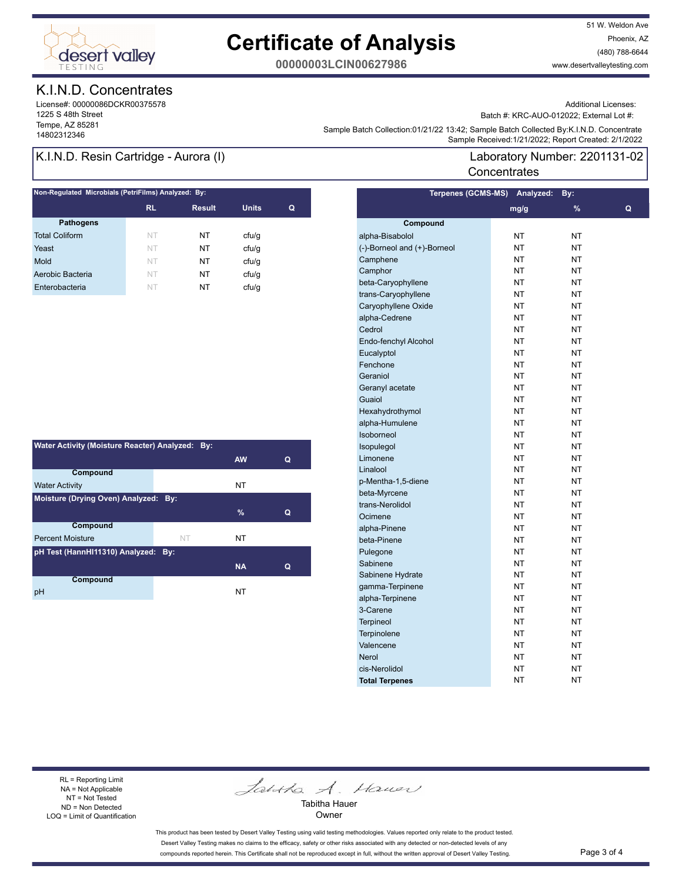# Certificate of Analysis

**00000003LCIN00627986**

51 W. Weldon Ave
Phoenix, AZ
(480) 788-6644
www.desertvalleytesting.com

## K.I.N.D. Concentrates

License#: 00000086DCKR00375578
1225 S 48th Street
Tempe, AZ 85281
14802312346

Additional Licenses:
Batch #: KRC-AUO-012022; External Lot #:
Sample Batch Collection:01/21/22 13:42; Sample Batch Collected By:K.I.N.D. Concentrate
Sample Received:1/21/2022; Report Created: 2/1/2022

## K.I.N.D. Resin Cartridge - Aurora (I)

Laboratory Number: 2201131-02
Concentrates

### Non-Regulated Microbials (PetriFilms) Analyzed: By:

| Pathogens | RL | Result | Units | Q |
|---|---|---|---|---|
| Total Coliform | NT | NT | cfu/g | |
| Yeast | NT | NT | cfu/g | |
| Mold | NT | NT | cfu/g | |
| Aerobic Bacteria | NT | NT | cfu/g | |
| Enterobacteria | NT | NT | cfu/g | |

### Water Activity (Moisture Reacter) Analyzed: By:

| Compound | | AW | Q |
|---|---|---|---|
| Water Activity | | NT | |

### Moisture (Drying Oven) Analyzed: By:

| Compound | | % | Q |
|---|---|---|---|
| Percent Moisture | NT | NT | |

### pH Test (HannHI11310) Analyzed: By:

| Compound | | NA | Q |
|---|---|---|---|
| pH | | NT | |

### Terpenes (GCMS-MS) Analyzed: By:

| Compound | mg/g | % | Q |
|---|---|---|---|
| alpha-Bisabolol | NT | NT | |
| (-)-Borneol and (+)-Borneol | NT | NT | |
| Camphene | NT | NT | |
| Camphor | NT | NT | |
| beta-Caryophyllene | NT | NT | |
| trans-Caryophyllene | NT | NT | |
| Caryophyllene Oxide | NT | NT | |
| alpha-Cedrene | NT | NT | |
| Cedrol | NT | NT | |
| Endo-fenchyl Alcohol | NT | NT | |
| Eucalyptol | NT | NT | |
| Fenchone | NT | NT | |
| Geraniol | NT | NT | |
| Geranyl acetate | NT | NT | |
| Guaiol | NT | NT | |
| Hexahydrothymol | NT | NT | |
| alpha-Humulene | NT | NT | |
| Isoborneol | NT | NT | |
| Isopulegol | NT | NT | |
| Limonene | NT | NT | |
| Linalool | NT | NT | |
| p-Mentha-1,5-diene | NT | NT | |
| beta-Myrcene | NT | NT | |
| trans-Nerolidol | NT | NT | |
| Ocimene | NT | NT | |
| alpha-Pinene | NT | NT | |
| beta-Pinene | NT | NT | |
| Pulegone | NT | NT | |
| Sabinene | NT | NT | |
| Sabinene Hydrate | NT | NT | |
| gamma-Terpinene | NT | NT | |
| alpha-Terpinene | NT | NT | |
| 3-Carene | NT | NT | |
| Terpineol | NT | NT | |
| Terpinolene | NT | NT | |
| Valencene | NT | NT | |
| Nerol | NT | NT | |
| cis-Nerolidol | NT | NT | |
| **Total Terpenes** | NT | NT | |

RL = Reporting Limit
NA = Not Applicable
NT = Not Tested
ND = Non Detected
LOQ = Limit of Quantification

Tabitha Hauer
Owner

This product has been tested by Desert Valley Testing using valid testing methodologies. Values reported only relate to the product tested. Desert Valley Testing makes no claims to the efficacy, safety or other risks associated with any detected or non-detected levels of any compounds reported herein. This Certificate shall not be reproduced except in full, without the written approval of Desert Valley Testing.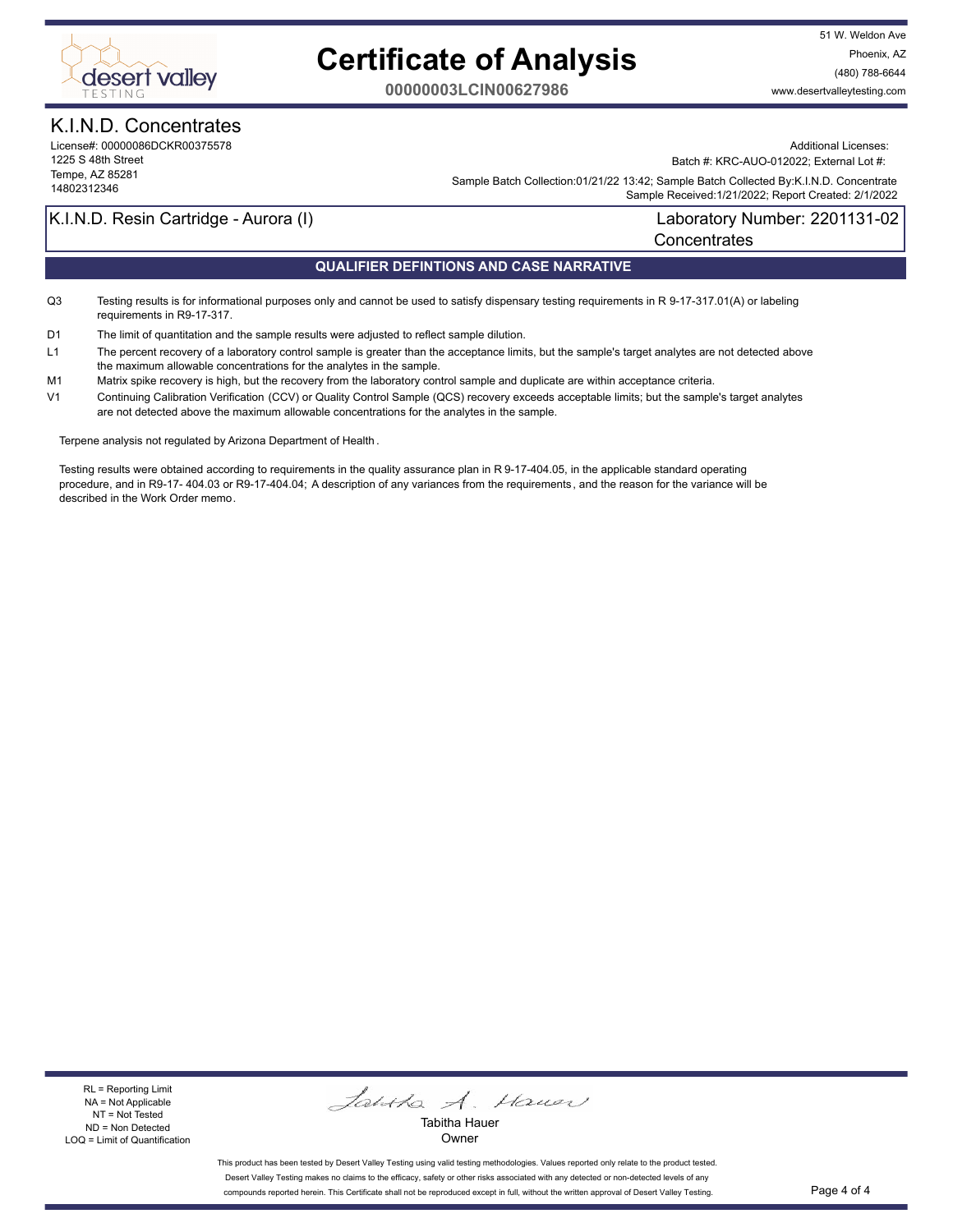# Certificate of Analysis

**00000003LCIN00627986**

51 W. Weldon Ave
Phoenix, AZ
(480) 788-6644
www.desertvalleytesting.com

## K.I.N.D. Concentrates

License#: 00000086DCKR00375578
1225 S 48th Street
Tempe, AZ 85281
14802312346

Additional Licenses:
Batch #: KRC-AUO-012022; External Lot #:
Sample Batch Collection:01/21/22 13:42; Sample Batch Collected By:K.I.N.D. Concentrate
Sample Received:1/21/2022; Report Created: 2/1/2022

K.I.N.D. Resin Cartridge - Aurora (I)

Laboratory Number: 2201131-02
Concentrates

### QUALIFIER DEFINTIONS AND CASE NARRATIVE

| | |
|---|---|
| Q3 | Testing results is for informational purposes only and cannot be used to satisfy dispensary testing requirements in R 9-17-317.01(A) or labeling requirements in R9-17-317. |
| D1 | The limit of quantitation and the sample results were adjusted to reflect sample dilution. |
| L1 | The percent recovery of a laboratory control sample is greater than the acceptance limits, but the sample's target analytes are not detected above the maximum allowable concentrations for the analytes in the sample. |
| M1 | Matrix spike recovery is high, but the recovery from the laboratory control sample and duplicate are within acceptance criteria. |
| V1 | Continuing Calibration Verification (CCV) or Quality Control Sample (QCS) recovery exceeds acceptable limits; but the sample's target analytes are not detected above the maximum allowable concentrations for the analytes in the sample. |

Terpene analysis not regulated by Arizona Department of Health.

Testing results were obtained according to requirements in the quality assurance plan in R 9-17-404.05, in the applicable standard operating procedure, and in R9-17- 404.03 or R9-17-404.04; A description of any variances from the requirements, and the reason for the variance will be described in the Work Order memo.

RL = Reporting Limit
NA = Not Applicable
NT = Not Tested
ND = Non Detected
LOQ = Limit of Quantification

Tabitha Hauer
Owner

This product has been tested by Desert Valley Testing using valid testing methodologies. Values reported only relate to the product tested. Desert Valley Testing makes no claims to the efficacy, safety or other risks associated with any detected or non-detected levels of any compounds reported herein. This Certificate shall not be reproduced except in full, without the written approval of Desert Valley Testing.